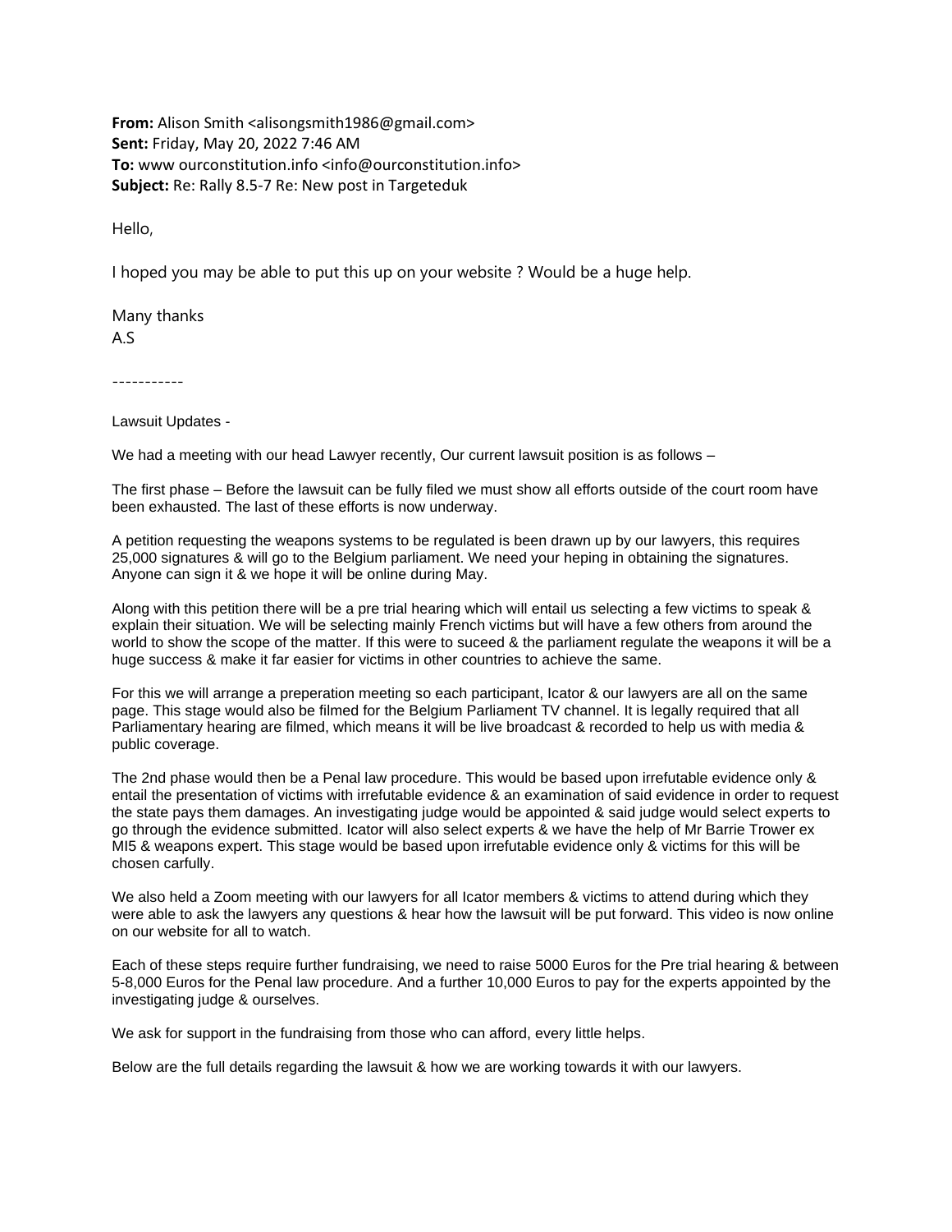**From:** Alison Smith <alisongsmith1986@gmail.com>
**Sent:** Friday, May 20, 2022 7:46 AM
**To:** www ourconstitution.info <info@ourconstitution.info>
**Subject:** Re: Rally 8.5-7 Re: New post in Targeteduk

Hello,

I hoped you may be able to put this up on your website ? Would be a huge help.

Many thanks
A.S

-----------

Lawsuit Updates -

We had a meeting with our head Lawyer recently, Our current lawsuit position is as follows –

The first phase – Before the lawsuit can be fully filed we must show all efforts outside of the court room have been exhausted. The last of these efforts is now underway.

A petition requesting the weapons systems to be regulated is been drawn up by our lawyers, this requires 25,000 signatures & will go to the Belgium parliament. We need your heping in obtaining the signatures. Anyone can sign it & we hope it will be online during May.

Along with this petition there will be a pre trial hearing which will entail us selecting a few victims to speak & explain their situation. We will be selecting mainly French victims but will have a few others from around the world to show the scope of the matter. If this were to suceed & the parliament regulate the weapons it will be a huge success & make it far easier for victims in other countries to achieve the same.

For this we will arrange a preperation meeting so each participant, Icator & our lawyers are all on the same page. This stage would also be filmed for the Belgium Parliament TV channel. It is legally required that all Parliamentary hearing are filmed, which means it will be live broadcast & recorded to help us with media & public coverage.

The 2nd phase would then be a Penal law procedure. This would be based upon irrefutable evidence only & entail the presentation of victims with irrefutable evidence & an examination of said evidence in order to request the state pays them damages. An investigating judge would be appointed & said judge would select experts to go through the evidence submitted. Icator will also select experts & we have the help of Mr Barrie Trower ex MI5 & weapons expert. This stage would be based upon irrefutable evidence only & victims for this will be chosen carfully.

We also held a Zoom meeting with our lawyers for all Icator members & victims to attend during which they were able to ask the lawyers any questions & hear how the lawsuit will be put forward. This video is now online on our website for all to watch.

Each of these steps require further fundraising, we need to raise 5000 Euros for the Pre trial hearing & between 5-8,000 Euros for the Penal law procedure. And a further 10,000 Euros to pay for the experts appointed by the investigating judge & ourselves.

We ask for support in the fundraising from those who can afford, every little helps.

Below are the full details regarding the lawsuit & how we are working towards it with our lawyers.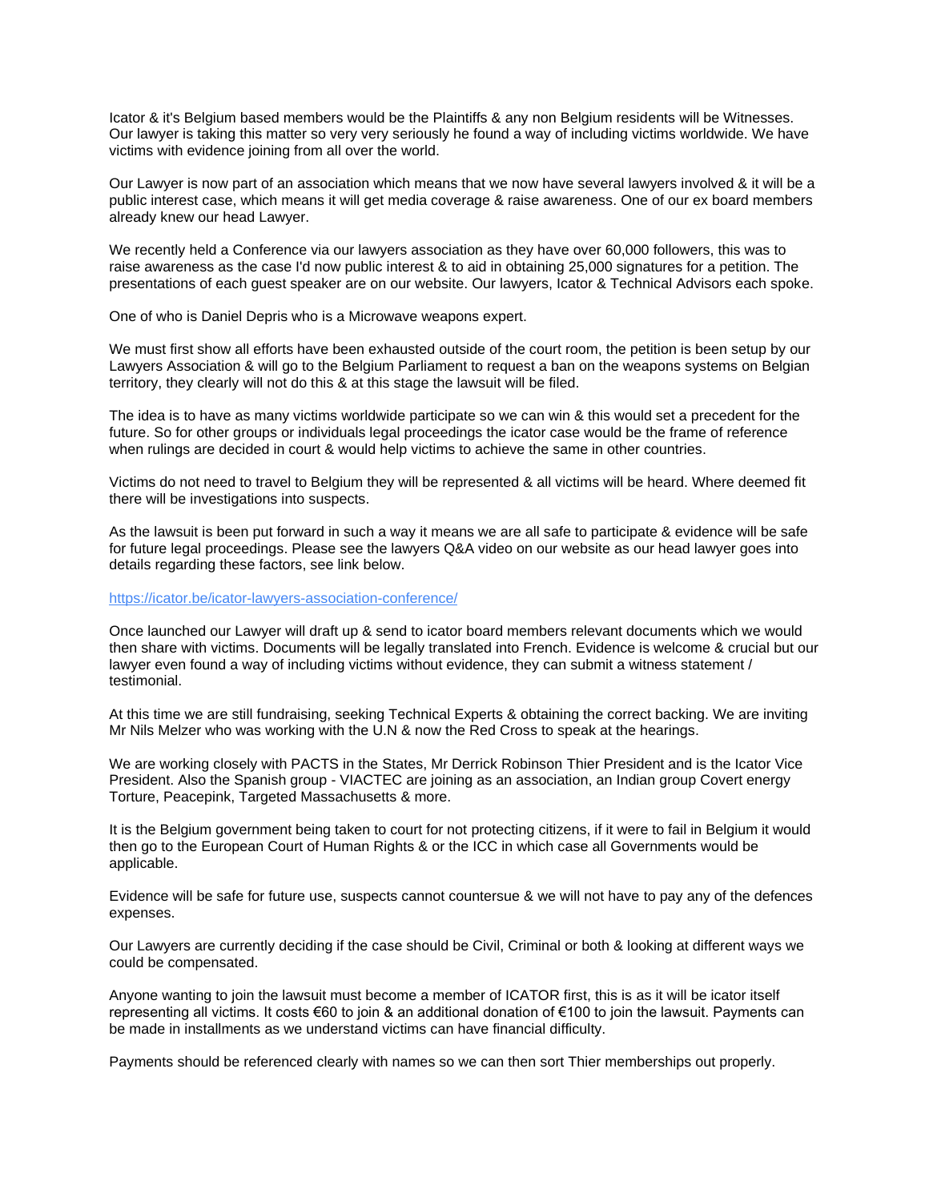Icator & it's Belgium based members would be the Plaintiffs & any non Belgium residents will be Witnesses. Our lawyer is taking this matter so very very seriously he found a way of including victims worldwide. We have victims with evidence joining from all over the world.

Our Lawyer is now part of an association which means that we now have several lawyers involved & it will be a public interest case, which means it will get media coverage & raise awareness. One of our ex board members already knew our head Lawyer.

We recently held a Conference via our lawyers association as they have over 60,000 followers, this was to raise awareness as the case I'd now public interest & to aid in obtaining 25,000 signatures for a petition. The presentations of each guest speaker are on our website. Our lawyers, Icator & Technical Advisors each spoke.

One of who is Daniel Depris who is a Microwave weapons expert.

We must first show all efforts have been exhausted outside of the court room, the petition is been setup by our Lawyers Association & will go to the Belgium Parliament to request a ban on the weapons systems on Belgian territory, they clearly will not do this & at this stage the lawsuit will be filed.

The idea is to have as many victims worldwide participate so we can win & this would set a precedent for the future. So for other groups or individuals legal proceedings the icator case would be the frame of reference when rulings are decided in court & would help victims to achieve the same in other countries.

Victims do not need to travel to Belgium they will be represented & all victims will be heard. Where deemed fit there will be investigations into suspects.

As the lawsuit is been put forward in such a way it means we are all safe to participate & evidence will be safe for future legal proceedings. Please see the lawyers Q&A video on our website as our head lawyer goes into details regarding these factors, see link below.

https://icator.be/icator-lawyers-association-conference/

Once launched our Lawyer will draft up & send to icator board members relevant documents which we would then share with victims. Documents will be legally translated into French. Evidence is welcome & crucial but our lawyer even found a way of including victims without evidence, they can submit a witness statement / testimonial.

At this time we are still fundraising, seeking Technical Experts & obtaining the correct backing. We are inviting Mr Nils Melzer who was working with the U.N & now the Red Cross to speak at the hearings.

We are working closely with PACTS in the States, Mr Derrick Robinson Thier President and is the Icator Vice President. Also the Spanish group - VIACTEC are joining as an association, an Indian group Covert energy Torture, Peacepink, Targeted Massachusetts & more.

It is the Belgium government being taken to court for not protecting citizens, if it were to fail in Belgium it would then go to the European Court of Human Rights & or the ICC in which case all Governments would be applicable.

Evidence will be safe for future use, suspects cannot countersue & we will not have to pay any of the defences expenses.

Our Lawyers are currently deciding if the case should be Civil, Criminal or both & looking at different ways we could be compensated.

Anyone wanting to join the lawsuit must become a member of ICATOR first, this is as it will be icator itself representing all victims. It costs €60 to join & an additional donation of €100 to join the lawsuit. Payments can be made in installments as we understand victims can have financial difficulty.

Payments should be referenced clearly with names so we can then sort Thier memberships out properly.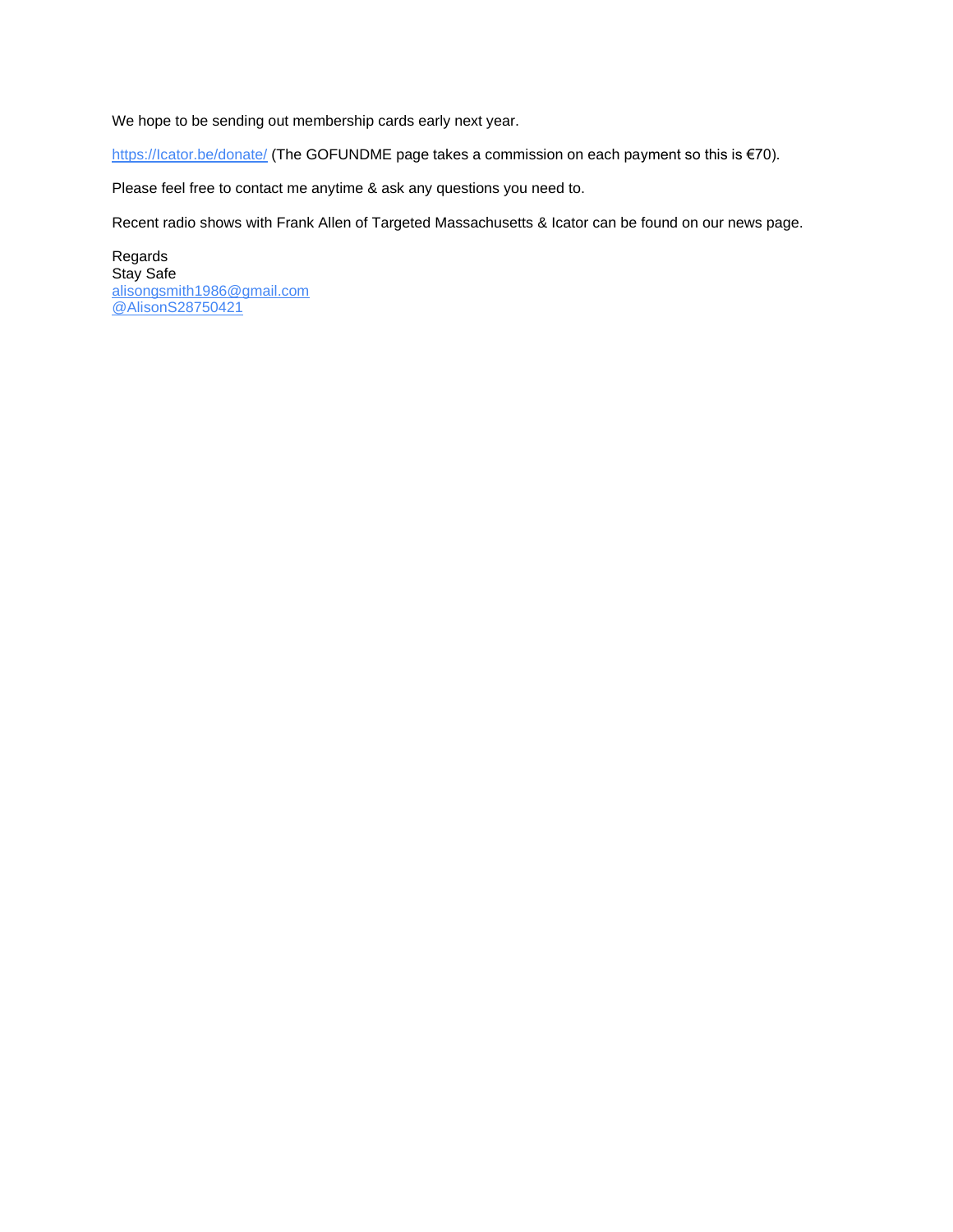We hope to be sending out membership cards early next year.

https://Icator.be/donate/ (The GOFUNDME page takes a commission on each payment so this is €70).

Please feel free to contact me anytime & ask any questions you need to.

Recent radio shows with Frank Allen of Targeted Massachusetts & Icator can be found on our news page.

Regards  
Stay Safe  
alisongsmith1986@gmail.com  
@AlisonS28750421